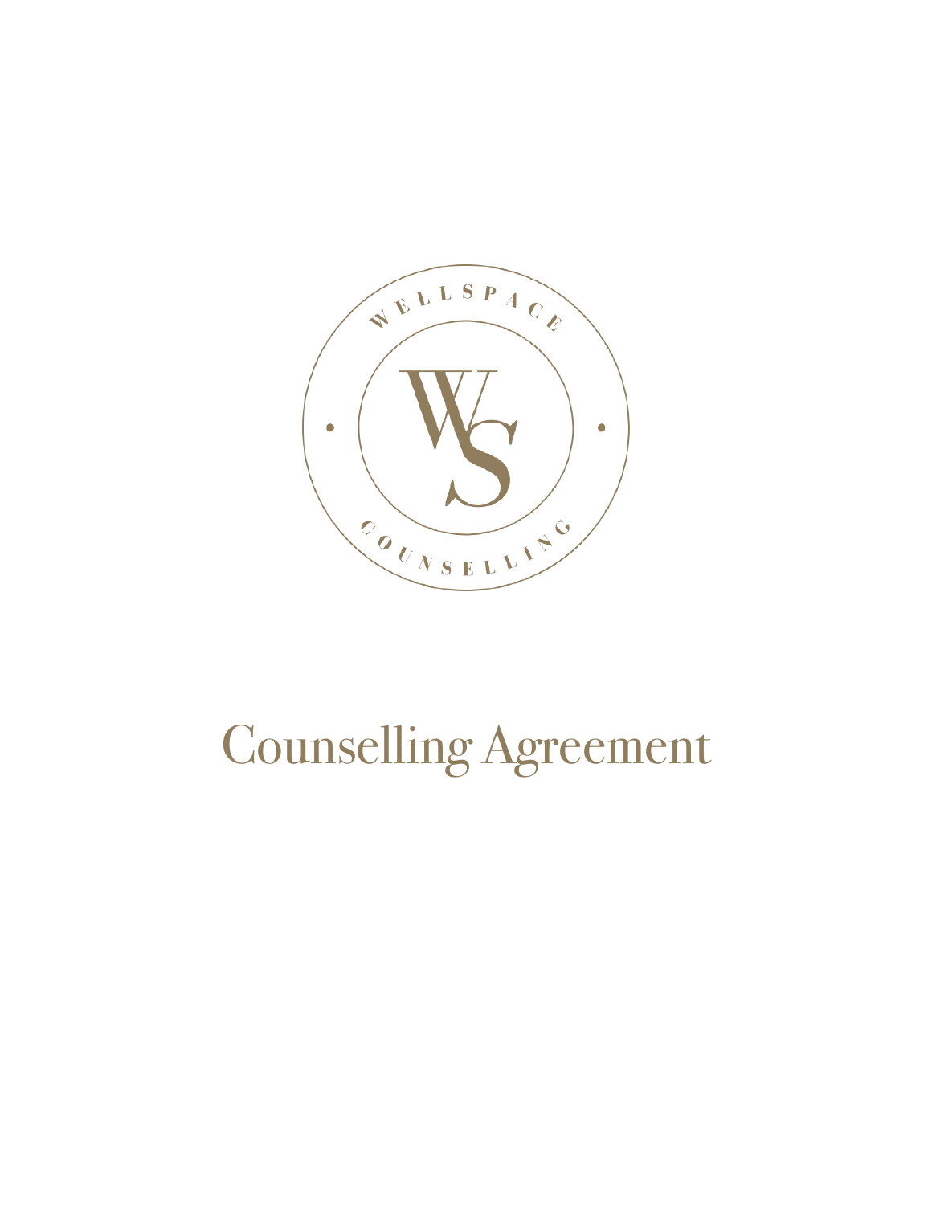WELLSPACE

COUNSELLING

# Counselling Agreement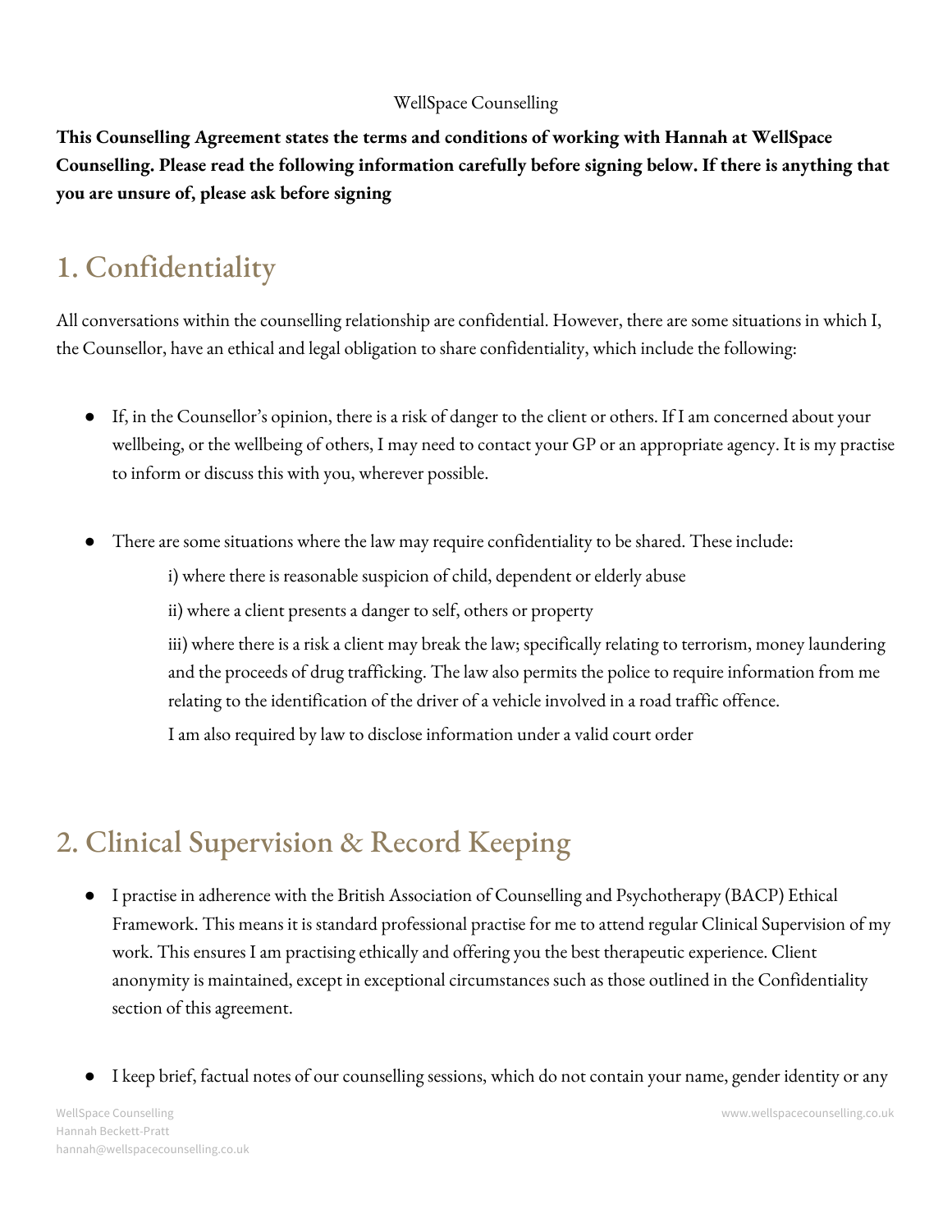WellSpace Counselling

**This Counselling Agreement states the terms and conditions of working with Hannah at WellSpace Counselling. Please read the following information carefully before signing below. If there is anything that you are unsure of, please ask before signing**

# 1. Confidentiality

All conversations within the counselling relationship are confidential. However, there are some situations in which I, the Counsellor, have an ethical and legal obligation to share confidentiality, which include the following:

- If, in the Counsellor's opinion, there is a risk of danger to the client or others. If I am concerned about your wellbeing, or the wellbeing of others, I may need to contact your GP or an appropriate agency. It is my practise to inform or discuss this with you, wherever possible.

- There are some situations where the law may require confidentiality to be shared. These include:

  i) where there is reasonable suspicion of child, dependent or elderly abuse

  ii) where a client presents a danger to self, others or property

  iii) where there is a risk a client may break the law; specifically relating to terrorism, money laundering and the proceeds of drug trafficking. The law also permits the police to require information from me relating to the identification of the driver of a vehicle involved in a road traffic offence.

  I am also required by law to disclose information under a valid court order

# 2. Clinical Supervision & Record Keeping

- I practise in adherence with the British Association of Counselling and Psychotherapy (BACP) Ethical Framework. This means it is standard professional practise for me to attend regular Clinical Supervision of my work. This ensures I am practising ethically and offering you the best therapeutic experience. Client anonymity is maintained, except in exceptional circumstances such as those outlined in the Confidentiality section of this agreement.

- I keep brief, factual notes of our counselling sessions, which do not contain your name, gender identity or any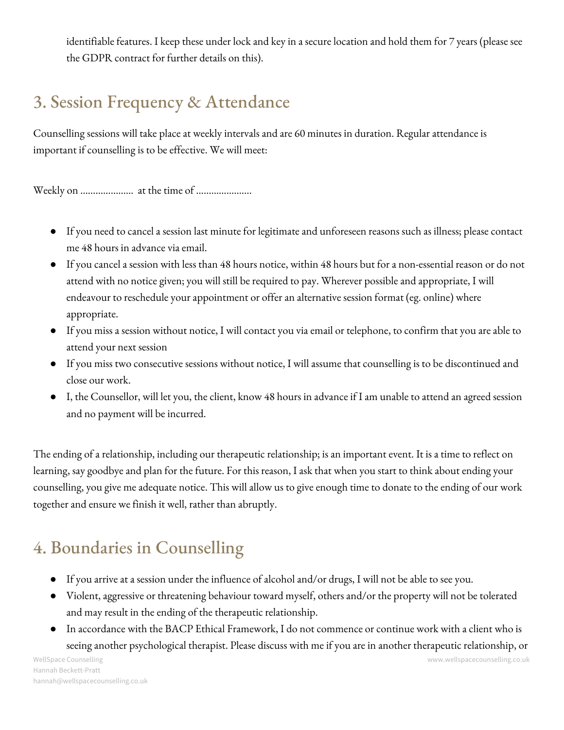identifiable features. I keep these under lock and key in a secure location and hold them for 7 years (please see the GDPR contract for further details on this).

## 3. Session Frequency & Attendance

Counselling sessions will take place at weekly intervals and are 60 minutes in duration. Regular attendance is important if counselling is to be effective. We will meet:

Weekly on ………………… at the time of …………………

- If you need to cancel a session last minute for legitimate and unforeseen reasons such as illness; please contact me 48 hours in advance via email.
- If you cancel a session with less than 48 hours notice, within 48 hours but for a non-essential reason or do not attend with no notice given; you will still be required to pay. Wherever possible and appropriate, I will endeavour to reschedule your appointment or offer an alternative session format (eg. online) where appropriate.
- If you miss a session without notice, I will contact you via email or telephone, to confirm that you are able to attend your next session
- If you miss two consecutive sessions without notice, I will assume that counselling is to be discontinued and close our work.
- I, the Counsellor, will let you, the client, know 48 hours in advance if I am unable to attend an agreed session and no payment will be incurred.

The ending of a relationship, including our therapeutic relationship; is an important event. It is a time to reflect on learning, say goodbye and plan for the future. For this reason, I ask that when you start to think about ending your counselling, you give me adequate notice. This will allow us to give enough time to donate to the ending of our work together and ensure we finish it well, rather than abruptly.

## 4. Boundaries in Counselling

- If you arrive at a session under the influence of alcohol and/or drugs, I will not be able to see you.
- Violent, aggressive or threatening behaviour toward myself, others and/or the property will not be tolerated and may result in the ending of the therapeutic relationship.
- In accordance with the BACP Ethical Framework, I do not commence or continue work with a client who is seeing another psychological therapist. Please discuss with me if you are in another therapeutic relationship, or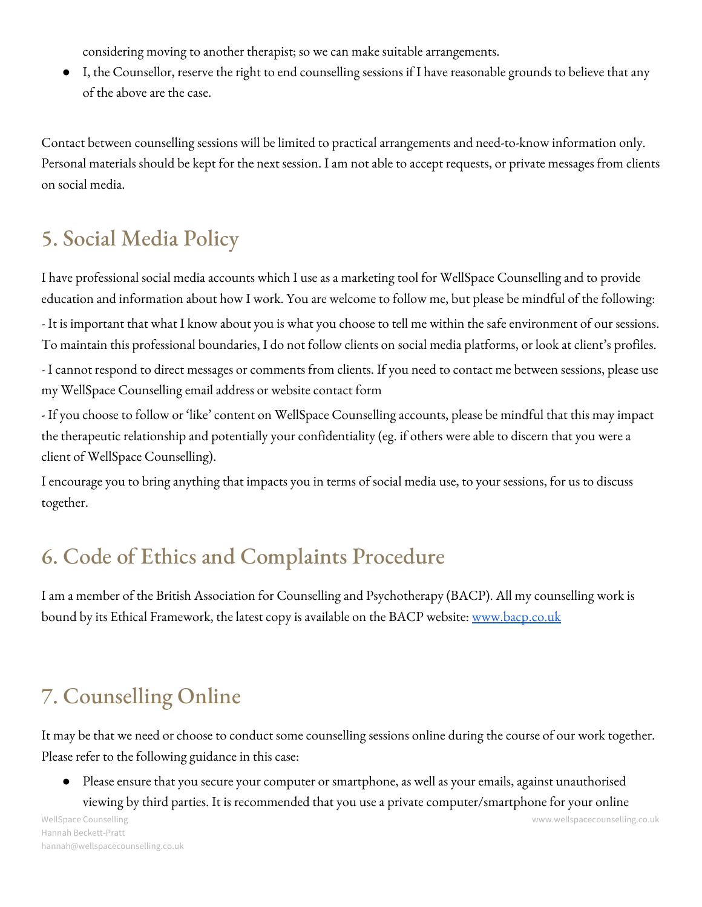considering moving to another therapist; so we can make suitable arrangements.

- I, the Counsellor, reserve the right to end counselling sessions if I have reasonable grounds to believe that any of the above are the case.

Contact between counselling sessions will be limited to practical arrangements and need-to-know information only. Personal materials should be kept for the next session. I am not able to accept requests, or private messages from clients on social media.

## 5. Social Media Policy

I have professional social media accounts which I use as a marketing tool for WellSpace Counselling and to provide education and information about how I work. You are welcome to follow me, but please be mindful of the following:

- It is important that what I know about you is what you choose to tell me within the safe environment of our sessions. To maintain this professional boundaries, I do not follow clients on social media platforms, or look at client's profiles.

- I cannot respond to direct messages or comments from clients. If you need to contact me between sessions, please use my WellSpace Counselling email address or website contact form

- If you choose to follow or 'like' content on WellSpace Counselling accounts, please be mindful that this may impact the therapeutic relationship and potentially your confidentiality (eg. if others were able to discern that you were a client of WellSpace Counselling).

I encourage you to bring anything that impacts you in terms of social media use, to your sessions, for us to discuss together.

## 6. Code of Ethics and Complaints Procedure

I am a member of the British Association for Counselling and Psychotherapy (BACP). All my counselling work is bound by its Ethical Framework, the latest copy is available on the BACP website: [www.bacp.co.uk](http://www.bacp.co.uk)

## 7. Counselling Online

It may be that we need or choose to conduct some counselling sessions online during the course of our work together. Please refer to the following guidance in this case:

- Please ensure that you secure your computer or smartphone, as well as your emails, against unauthorised viewing by third parties. It is recommended that you use a private computer/smartphone for your online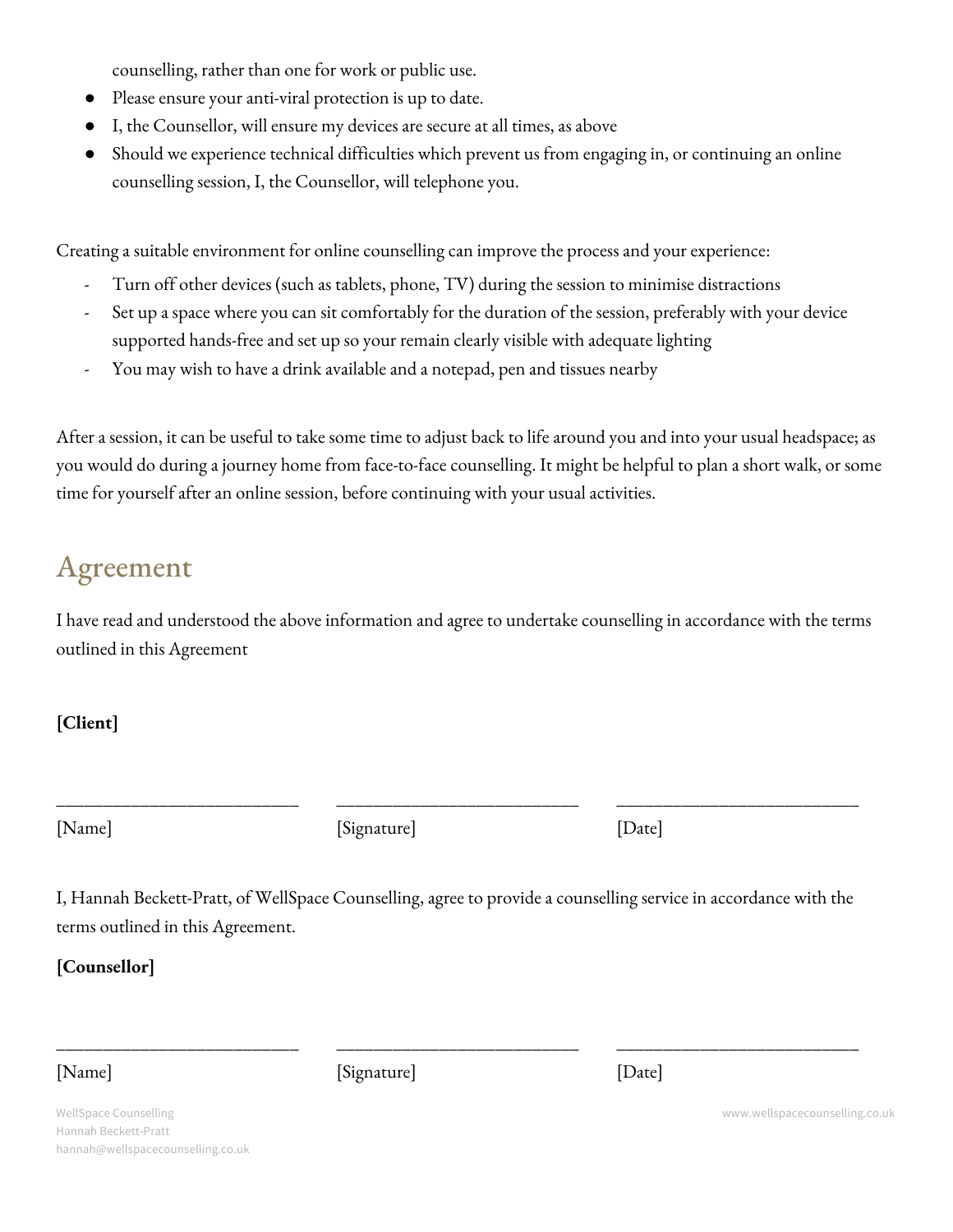counselling, rather than one for work or public use.

- Please ensure your anti-viral protection is up to date.
- I, the Counsellor, will ensure my devices are secure at all times, as above
- Should we experience technical difficulties which prevent us from engaging in, or continuing an online counselling session, I, the Counsellor, will telephone you.

Creating a suitable environment for online counselling can improve the process and your experience:

- Turn off other devices (such as tablets, phone, TV) during the session to minimise distractions
- Set up a space where you can sit comfortably for the duration of the session, preferably with your device supported hands-free and set up so your remain clearly visible with adequate lighting
- You may wish to have a drink available and a notepad, pen and tissues nearby

After a session, it can be useful to take some time to adjust back to life around you and into your usual headspace; as you would do during a journey home from face-to-face counselling. It might be helpful to plan a short walk, or some time for yourself after an online session, before continuing with your usual activities.

## Agreement

I have read and understood the above information and agree to undertake counselling in accordance with the terms outlined in this Agreement

**[Client]**

| ___________________________ | ___________________________ | ___________________________ |
|---|---|---|
| [Name] | [Signature] | [Date] |

I, Hannah Beckett-Pratt, of WellSpace Counselling, agree to provide a counselling service in accordance with the terms outlined in this Agreement.

**[Counsellor]**

| ___________________________ | ___________________________ | ___________________________ |
|---|---|---|
| [Name] | [Signature] | [Date] |